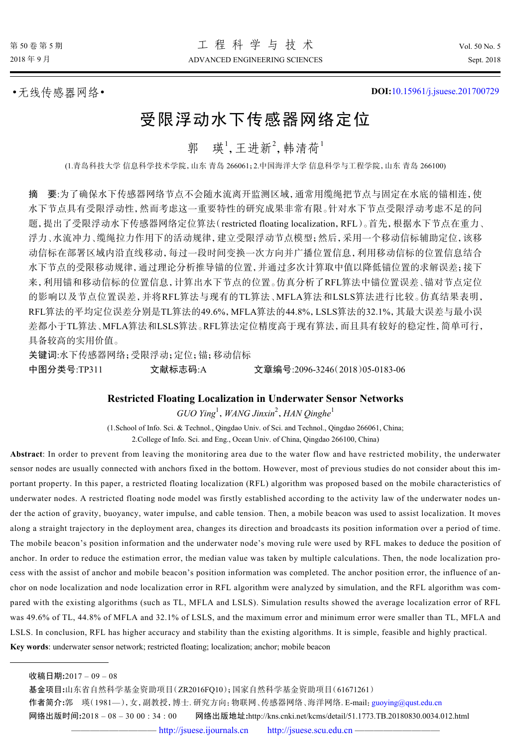•无线传感器网络•

DOI:10.15961/j.jsuese.201700729

# 受限浮动水下传感器网络定位

郭　瑛[1],王进新[2],韩清荷[1]

(1.青岛科技大学 信息科学技术学院,山东 青岛 266061;2.中国海洋大学 信息科学与工程学院,山东 青岛 266100)

**摘　要**:为了确保水下传感器网络节点不会随水流离开监测区域,通常用缆绳把节点与固定在水底的锚相连,使水下节点具有受限浮动性,然而考虑这一重要特性的研究成果非常有限。针对水下节点受限浮动考虑不足的问题,提出了受限浮动水下传感器网络定位算法(restricted floating localization, RFL)。首先,根据水下节点在重力、浮力、水流冲力、缆绳拉力作用下的活动规律,建立受限浮动节点模型;然后,采用一个移动信标辅助定位,该移动信标在部署区域内沿直线移动,每过一段时间变换一次方向并广播位置信息,利用移动信标的位置信息结合水下节点的受限移动规律,通过理论分析推导锚的位置,并通过多次计算取中值以降低锚位置的求解误差;接下来,利用锚和移动信标的位置信息,计算出水下节点的位置。仿真分析了RFL算法中锚位置误差、锚对节点定位的影响以及节点位置误差,并将RFL算法与现有的TL算法、MFLA算法和LSLS算法进行比较。仿真结果表明,RFL算法的平均定位误差分别是TL算法的49.6%,MFLA算法的44.8%,LSLS算法的32.1%,其最大误差与最小误差都小于TL算法、MFLA算法和LSLS算法。RFL算法定位精度高于现有算法,而且具有较好的稳定性,简单可行,具备较高的实用价值。

**关键词**:水下传感器网络;受限浮动;定位;锚;移动信标

**中图分类号**:TP311　　　**文献标志码**:A　　　**文章编号**:2096-3246(2018)05-0183-06

## Restricted Floating Localization in Underwater Sensor Networks

*GUO Ying*[1], *WANG Jinxin*[2], *HAN Qinghe*[1]

(1.School of Info. Sci. & Technol., Qingdao Univ. of Sci. and Technol., Qingdao 266061, China;
2.College of Info. Sci. and Eng., Ocean Univ. of China, Qingdao 266100, China)

**Abstract**: In order to prevent from leaving the monitoring area due to the water flow and have restricted mobility, the underwater sensor nodes are usually connected with anchors fixed in the bottom. However, most of previous studies do not consider about this important property. In this paper, a restricted floating localization (RFL) algorithm was proposed based on the mobile characteristics of underwater nodes. A restricted floating node model was firstly established according to the activity law of the underwater nodes under the action of gravity, buoyancy, water impulse, and cable tension. Then, a mobile beacon was used to assist localization. It moves along a straight trajectory in the deployment area, changes its direction and broadcasts its position information over a period of time. The mobile beacon's position information and the underwater node's moving rule were used by RFL makes to deduce the position of anchor. In order to reduce the estimation error, the median value was taken by multiple calculations. Then, the node localization process with the assist of anchor and mobile beacon's position information was completed. The anchor position error, the influence of anchor on node localization and node localization error in RFL algorithm were analyzed by simulation, and the RFL algorithm was compared with the existing algorithms (such as TL, MFLA and LSLS). Simulation results showed the average localization error of RFL was 49.6% of TL, 44.8% of MFLA and 32.1% of LSLS, and the maximum error and minimum error were smaller than TL, MFLA and LSLS. In conclusion, RFL has higher accuracy and stability than the existing algorithms. It is simple, feasible and highly practical.

**Key words**: underwater sensor network; restricted floating; localization; anchor; mobile beacon

---

**收稿日期**:2017 – 09 – 08

**基金项目**:山东省自然科学基金资助项目(ZR2016FQ10);国家自然科学基金资助项目(61671261)

**作者简介**:郭　瑛(1981—),女,副教授,博士.研究方向:物联网、传感器网络、海洋网络. E-mail: guoying@qust.edu.cn

**网络出版时间**:2018 – 08 – 30 00 : 34 : 00　　**网络出版地址**:http://kns.cnki.net/kcms/detail/51.1773.TB.20180830.0034.012.html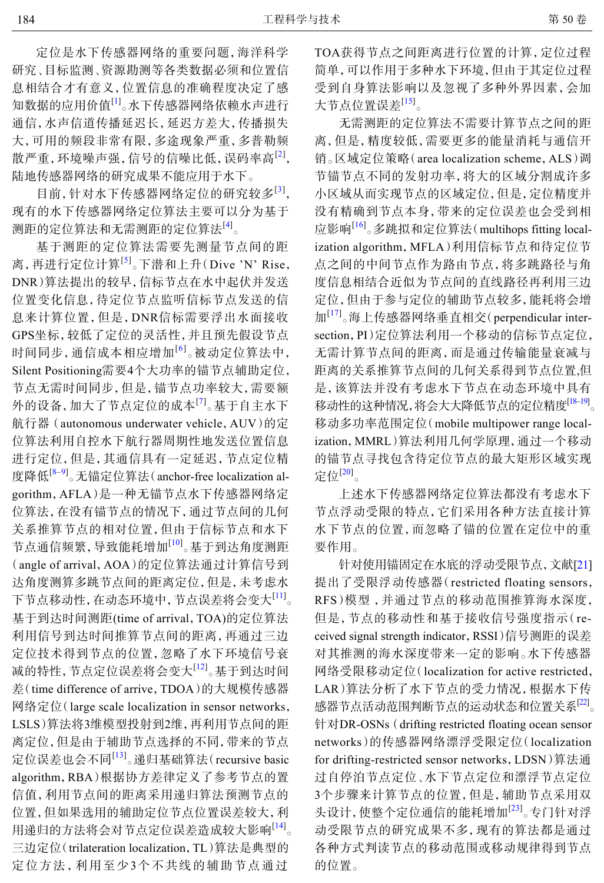定位是水下传感器网络的重要问题，海洋科学研究、目标监测、资源勘测等各类数据必须和位置信息相结合才有意义，位置信息的准确程度决定了感知数据的应用价值[1]。水下传感器网络依赖水声进行通信，水声信道传播延迟长，延迟方差大，传播损失大，可用的频段非常有限，多途现象严重，多普勒频散严重，环境噪声强，信号的信噪比低，误码率高[2]，陆地传感器网络的研究成果不能应用于水下。

目前，针对水下传感器网络定位的研究较多[3]，现有的水下传感器网络定位算法主要可以分为基于测距的定位算法和无需测距的定位算法[4]。

基于测距的定位算法需要先测量节点间的距离，再进行定位计算[5]。下潜和上升（Dive 'N' Rise，DNR）算法提出的较早，信标节点在水中起伏并发送位置变化信息，待定位节点监听信标节点发送的信息来计算位置，但是，DNR信标需要浮出水面接收GPS坐标，较低了定位的灵活性，并且预先假设节点时间同步，通信成本相应增加[6]。被动定位算法中，Silent Positioning需要4个大功率的锚节点辅助定位，节点无需时间同步，但是，锚节点功率较大，需要额外的设备，加大了节点定位的成本[7]。基于自主水下航行器（autonomous underwater vehicle，AUV）的定位算法利用自控水下航行器周期性地发送位置信息进行定位，但是，其通信具有一定延迟，节点定位精度降低[8–9]。无锚定位算法（anchor-free localization algorithm，AFLA）是一种无锚节点水下传感器网络定位算法，在没有锚节点的情况下，通过节点间的几何关系推算节点的相对位置，但由于信标节点和水下节点通信频繁，导致能耗增加[10]。基于到达角度测距（angle of arrival，AOA）的定位算法通过计算信号到达角度测算多跳节点间的距离定位，但是，未考虑水下节点移动性，在动态环境中，节点误差将会变大[11]。基于到达时间测距(time of arrival，TOA)的定位算法利用信号到达时间推算节点间的距离，再通过三边定位技术得到节点的位置，忽略了水下环境信号衰减的特性，节点定位误差将会变大[12]。基于到达时间差（time difference of arrive，TDOA）的大规模传感器网络定位（large scale localization in sensor networks，LSLS）算法将3维模型投射到2维，再利用节点间的距离定位，但是由于辅助节点选择的不同，带来的节点定位误差也会不同[13]。递归基础算法（recursive basic algorithm，RBA）根据协方差律定义了参考节点的置信值，利用节点间的距离采用递归算法预测节点的位置，但如果选用的辅助定位节点位置误差较大，利用递归的方法将会对节点定位误差造成较大影响[14]。三边定位（trilateration localization，TL）算法是典型的定位方法，利用至少3个不共线的辅助节点通过TOA获得节点之间距离进行位置的计算，定位过程简单，可以作用于多种水下环境，但由于其定位过程受到自身算法影响以及忽视了多种外界因素，会加大节点位置误差[15]。

无需测距的定位算法不需要计算节点之间的距离，但是，精度较低，需要更多的能量消耗与通信开销。区域定位策略（area localization scheme，ALS）调节锚节点不同的发射功率，将大的区域分割成许多小区域从而实现节点的区域定位，但是，定位精度并没有精确到节点本身，带来的定位误差也会受到相应影响[16]。多跳拟和定位算法（multihops fitting localization algorithm，MFLA）利用信标节点和待定位节点之间的中间节点作为路由节点，将多跳路径与角度信息相结合近似为节点间的直线路径再利用三边定位，但由于参与定位的辅助节点较多，能耗将会增加[17]。海上传感器网络垂直相交（perpendicular intersection，PI）定位算法利用一个移动的信标节点定位，无需计算节点间的距离，而是通过传输能量衰减与距离的关系推算节点间的几何关系得到节点位置，但是，该算法并没有考虑水下节点在动态环境中具有移动性的这种情况，将会大大降低节点的定位精度[18–19]。移动多功率范围定位（mobile multipower range localization，MMRL）算法利用几何学原理，通过一个移动的锚节点寻找包含待定位节点的最大矩形区域实现定位[20]。

上述水下传感器网络定位算法都没有考虑水下节点浮动受限的特点，它们采用各种方法直接计算水下节点的位置，而忽略了锚的位置在定位中的重要作用。

针对使用锚固定在水底的浮动受限节点，文献[21]提出了受限浮动传感器（restricted floating sensors，RFS）模型，并通过节点的移动范围推算海水深度，但是，节点的移动性和基于接收信号强度指示（received signal strength indicator，RSSI）信号测距的误差对其推测的海水深度带来一定的影响。水下传感器网络受限移动定位（localization for active restricted，LAR）算法分析了水下节点的受力情况，根据水下传感器节点活动范围判断节点的运动状态和位置关系[22]。针对DR-OSNs（drifting restricted floating ocean sensor networks）的传感器网络漂浮受限定位（localization for drifting-restricted sensor networks，LDSN）算法通过自停泊节点定位、水下节点定位和漂浮节点定位3个步骤来计算节点的位置，但是，辅助节点采用双头设计，使整个定位通信的能耗增加[23]。专门针对浮动受限节点的研究成果不多，现有的算法都是通过各种方式判读节点的移动范围或移动规律得到节点的位置。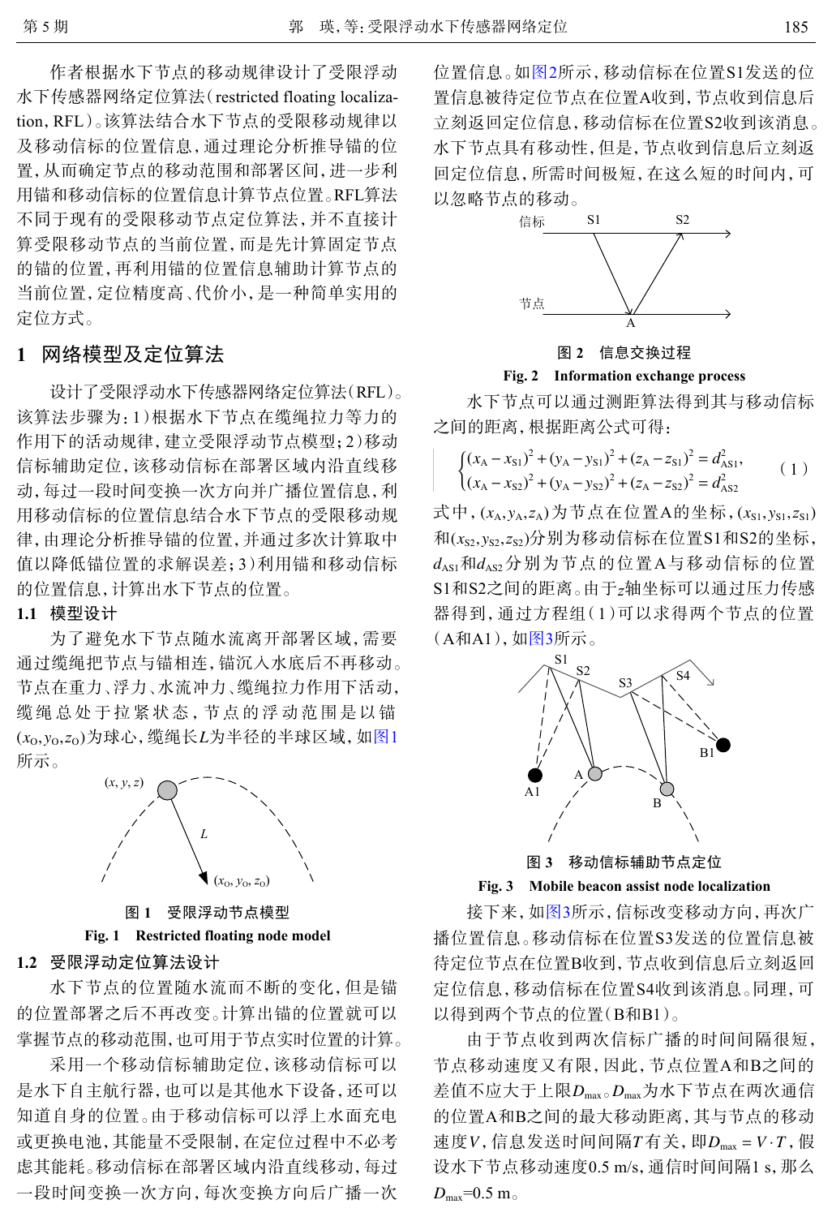作者根据水下节点的移动规律设计了受限浮动水下传感器网络定位算法(restricted floating localization, RFL)。该算法结合水下节点的受限移动规律以及移动信标的位置信息,通过理论分析推导锚的位置,从而确定节点的移动范围和部署区间,进一步利用锚和移动信标的位置信息计算节点位置。RFL算法不同于现有的受限移动节点定位算法,并不直接计算受限移动节点的当前位置,而是先计算固定节点的锚的位置,再利用锚的位置信息辅助计算节点的当前位置,定位精度高、代价小,是一种简单实用的定位方式。

## 1 网络模型及定位算法

设计了受限浮动水下传感器网络定位算法(RFL)。该算法步骤为:1)根据水下节点在缆绳拉力等力的作用下的活动规律,建立受限浮动节点模型;2)移动信标辅助定位,该移动信标在部署区域内沿直线移动,每过一段时间变换一次方向并广播位置信息,利用移动信标的位置信息结合水下节点的受限移动规律,由理论分析推导锚的位置,并通过多次计算取中值以降低锚位置的求解误差;3)利用锚和移动信标的位置信息,计算出水下节点的位置。

### 1.1 模型设计

为了避免水下节点随水流离开部署区域,需要通过缆绳把节点与锚相连,锚沉入水底后不再移动。节点在重力、浮力、水流冲力、缆绳拉力作用下活动,缆绳总处于拉紧状态,节点的浮动范围是以锚$(x_O, y_O, z_O)$为球心,缆绳长$L$为半径的半球区域,如图1所示。

图 1 受限浮动节点模型

Fig. 1 Restricted floating node model

### 1.2 受限浮动定位算法设计

水下节点的位置随水流而不断的变化,但是锚的位置部署之后不再改变。计算出锚的位置就可以掌握节点的移动范围,也可用于节点实时位置的计算。

采用一个移动信标辅助定位,该移动信标可以是水下自主航行器,也可以是其他水下设备,还可以知道自身的位置。由于移动信标可以浮上水面充电或更换电池,其能量不受限制,在定位过程中不必考虑其能耗。移动信标在部署区域内沿直线移动,每过一段时间变换一次方向,每次变换方向后广播一次位置信息。如图2所示,移动信标在位置S1发送的位置信息被待定位节点在位置A收到,节点收到信息后立刻返回定位信息,移动信标在位置S2收到该消息。水下节点具有移动性,但是,节点收到信息后立刻返回定位信息,所需时间极短,在这么短的时间内,可以忽略节点的移动。

图 2 信息交换过程

Fig. 2 Information exchange process

水下节点可以通过测距算法得到其与移动信标之间的距离,根据距离公式可得:

$$\begin{cases}(x_A - x_{S1})^2 + (y_A - y_{S1})^2 + (z_A - z_{S1})^2 = d_{AS1}^2,\\(x_A - x_{S2})^2 + (y_A - y_{S2})^2 + (z_A - z_{S2})^2 = d_{AS2}^2\end{cases} \tag{1}$$

式中,$(x_A, y_A, z_A)$为节点在位置A的坐标,$(x_{S1}, y_{S1}, z_{S1})$和$(x_{S2}, y_{S2}, z_{S2})$分别为移动信标在位置S1和S2的坐标,$d_{AS1}$和$d_{AS2}$分别为节点的位置A与移动信标的位置S1和S2之间的距离。由于$z$轴坐标可以通过压力传感器得到,通过方程组(1)可以求得两个节点的位置(A和A1),如图3所示。

图 3 移动信标辅助节点定位

Fig. 3 Mobile beacon assist node localization

接下来,如图3所示,信标改变移动方向,再次广播位置信息。移动信标在位置S3发送的位置信息被待定位节点在位置B收到,节点收到信息后立刻返回定位信息,移动信标在位置S4收到该消息。同理,可以得到两个节点的位置(B和B1)。

由于节点收到两次信标广播的时间间隔很短,节点移动速度又有限,因此,节点位置A和B之间的差值不应大于上限$D_{\max}$。$D_{\max}$为水下节点在两次通信的位置A和B之间的最大移动距离,其与节点的移动速度$V$,信息发送时间间隔$T$有关,即$D_{\max} = V \cdot T$,假设水下节点移动速度0.5 m/s,通信时间间隔1 s,那么$D_{\max}$=0.5 m。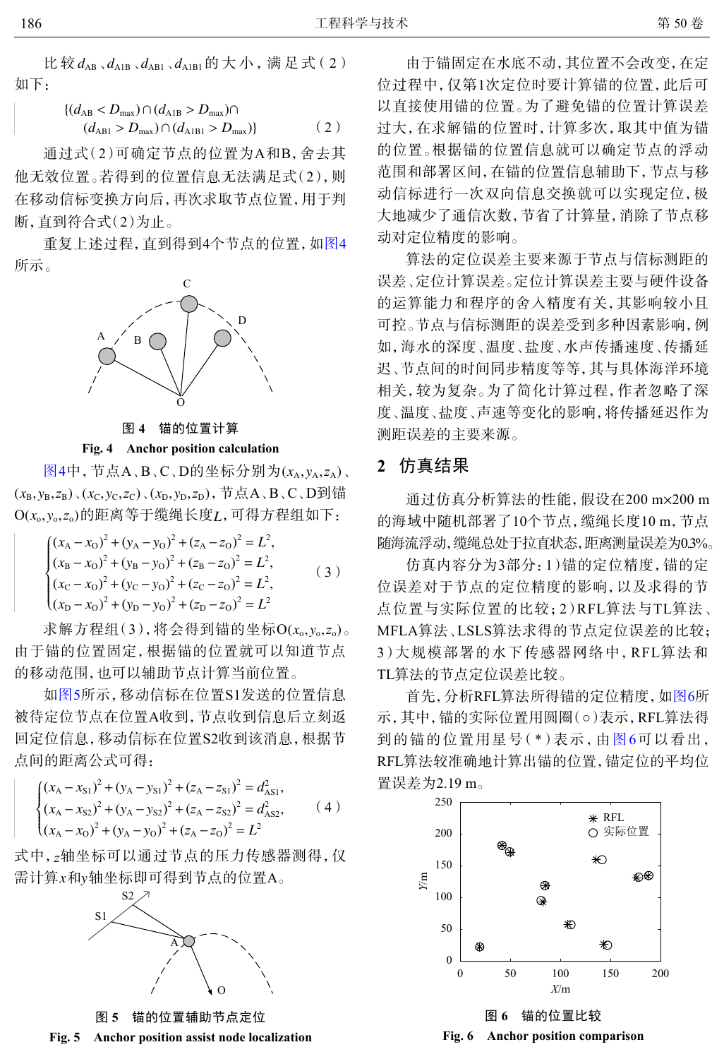比较$d_{AB}$、$d_{A1B}$、$d_{AB1}$、$d_{A1B1}$的大小，满足式（2）如下：

$$\{(d_{AB} < D_{max}) \cap (d_{A1B} > D_{max}) \cap (d_{AB1} > D_{max}) \cap (d_{A1B1} > D_{max})\} \qquad (2)$$

通过式(2)可确定节点的位置为A和B，舍去其他无效位置。若得到的位置信息无法满足式(2)，则在移动信标变换方向后，再次求取节点位置，用于判断，直到符合式(2)为止。

重复上述过程，直到得到4个节点的位置，如图4所示。

图4　锚的位置计算

Fig. 4　Anchor position calculation

图4中，节点A、B、C、D的坐标分别为$(x_A, y_A, z_A)$、$(x_B, y_B, z_B)$、$(x_C, y_C, z_C)$、$(x_D, y_D, z_D)$，节点A、B、C、D到锚$O(x_o, y_o, z_o)$的距离等于缆绳长度$L$，可得方程组如下：

$$\begin{cases}(x_A - x_O)^2 + (y_A - y_O)^2 + (z_A - z_O)^2 = L^2, \\ (x_B - x_O)^2 + (y_B - y_O)^2 + (z_B - z_O)^2 = L^2, \\ (x_C - x_O)^2 + (y_C - y_O)^2 + (z_C - z_O)^2 = L^2, \\ (x_D - x_O)^2 + (y_D - y_O)^2 + (z_D - z_O)^2 = L^2\end{cases} \qquad (3)$$

求解方程组(3)，将会得到锚的坐标$O(x_o, y_o, z_o)$。由于锚的位置固定，根据锚的位置就可以知道节点的移动范围，也可以辅助节点计算当前位置。

如图5所示，移动信标在位置S1发送的位置信息被待定位节点在位置A收到，节点收到信息后立刻返回定位信息，移动信标在位置S2收到该消息，根据节点间的距离公式可得：

$$\begin{cases}(x_A - x_{S1})^2 + (y_A - y_{S1})^2 + (z_A - z_{S1})^2 = d_{AS1}^2, \\ (x_A - x_{S2})^2 + (y_A - y_{S2})^2 + (z_A - z_{S2})^2 = d_{AS2}^2, \\ (x_A - x_O)^2 + (y_A - y_O)^2 + (z_A - z_O)^2 = L^2\end{cases} \qquad (4)$$

式中，$z$轴坐标可以通过节点的压力传感器测得，仅需计算$x$和$y$轴坐标即可得到节点的位置A。

图5　锚的位置辅助节点定位

Fig. 5　Anchor position assist node localization

由于锚固定在水底不动，其位置不会改变，在定位过程中，仅第1次定位时要计算锚的位置，此后可以直接使用锚的位置。为了避免锚的位置计算误差过大，在求解锚的位置时，计算多次，取其中值为锚的位置。根据锚的位置信息就可以确定节点的浮动范围和部署区间，在锚的位置信息辅助下，节点与移动信标进行一次双向信息交换就可以实现定位，极大地减少了通信次数，节省了计算量，消除了节点移动对定位精度的影响。

算法的定位误差主要来源于节点与信标测距的误差、定位计算误差。定位计算误差主要与硬件设备的运算能力和程序的舍入精度有关，其影响较小且可控。节点与信标测距的误差受到多种因素影响，例如，海水的深度、温度、盐度、水声传播速度、传播延迟、节点间的时间同步精度等等，其与具体海洋环境相关，较为复杂。为了简化计算过程，作者忽略了深度、温度、盐度、声速等变化的影响，将传播延迟作为测距误差的主要来源。

## 2　仿真结果

通过仿真分析算法的性能，假设在200 m×200 m的海域中随机部署了10个节点，缆绳长度10 m，节点随海流浮动，缆绳总处于拉直状态，距离测量误差为0.3%。

仿真内容分为3部分：1)锚的定位精度，锚的定位误差对于节点的定位精度的影响，以及求得的节点位置与实际位置的比较；2)RFL算法与TL算法、MFLA算法、LSLS算法求得的节点定位误差的比较；3)大规模部署的水下传感器网络中，RFL算法和TL算法的节点定位误差比较。

首先，分析RFL算法所得锚的定位精度，如图6所示，其中，锚的实际位置用圆圈(○)表示，RFL算法得到的锚的位置用星号(*)表示，由图6可以看出，RFL算法较准确地计算出锚的位置，锚定位的平均位置误差为2.19 m。

图6　锚的位置比较

Fig. 6　Anchor position comparison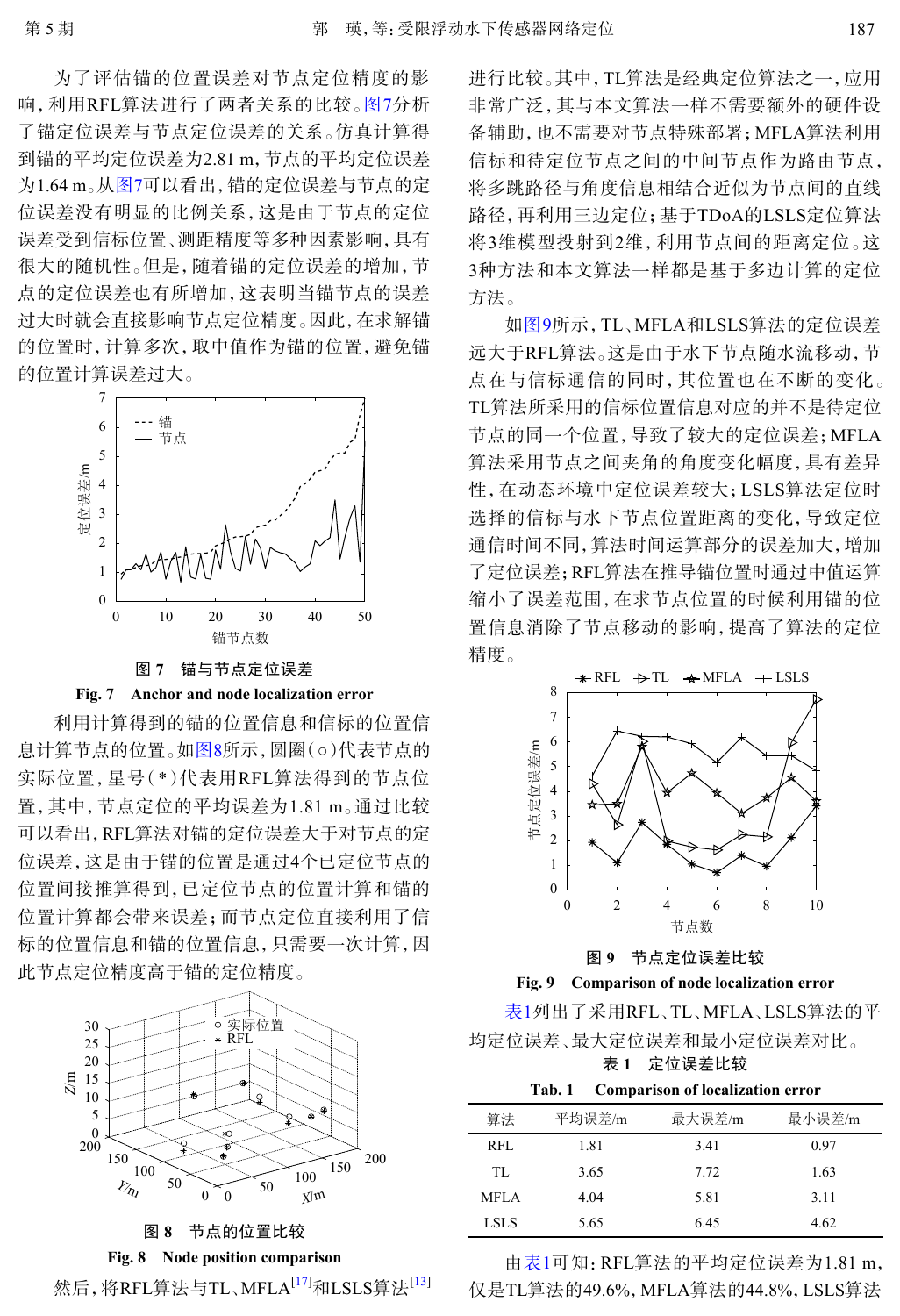为了评估锚的位置误差对节点定位精度的影响，利用RFL算法进行了两者关系的比较。图7分析了锚定位误差与节点定位误差的关系。仿真计算得到锚的平均定位误差为2.81 m，节点的平均定位误差为1.64 m。从图7可以看出，锚的定位误差与节点的定位误差没有明显的比例关系，这是由于节点的定位误差受到信标位置、测距精度等多种因素影响，具有很大的随机性。但是，随着锚的定位误差的增加，节点的定位误差也有所增加，这表明当锚节点的误差过大时就会直接影响节点定位精度。因此，在求解锚的位置时，计算多次，取中值作为锚的位置，避免锚的位置计算误差过大。

图 7　锚与节点定位误差

Fig. 7　Anchor and node localization error

利用计算得到的锚的位置信息和信标的位置信息计算节点的位置。如图8所示，圆圈(○)代表节点的实际位置，星号(*)代表用RFL算法得到的节点位置，其中，节点定位的平均误差为1.81 m。通过比较可以看出，RFL算法对锚的定位误差大于对节点的定位误差，这是由于锚的位置是通过4个已定位节点的位置间接推算得到，已定位节点的位置计算和锚的位置计算都会带来误差；而节点定位直接利用了信标的位置信息和锚的位置信息，只需要一次计算，因此节点定位精度高于锚的定位精度。

图 8　节点的位置比较

Fig. 8　Node position comparison

然后，将RFL算法与TL、MFLA[17]和LSLS算法[13]进行比较。其中，TL算法是经典定位算法之一，应用非常广泛，其与本文算法一样不需要额外的硬件设备辅助，也不需要对节点特殊部署；MFLA算法利用信标和待定位节点之间的中间节点作为路由节点，将多跳路径与角度信息相结合近似为节点间的直线路径，再利用三边定位；基于TDoA的LSLS定位算法将3维模型投射到2维，利用节点间的距离定位。这3种方法和本文算法一样都是基于多边计算的定位方法。

如图9所示，TL、MFLA和LSLS算法的定位误差远大于RFL算法。这是由于水下节点随水流移动，节点在与信标通信的同时，其位置也在不断的变化。TL算法所采用的信标位置信息对应的并不是待定位节点的同一个位置，导致了较大的定位误差；MFLA算法采用节点之间夹角的角度变化幅度，具有差异性，在动态环境中定位误差较大；LSLS算法定位时选择的信标与水下节点位置距离的变化，导致定位通信时间不同，算法时间运算部分的误差加大，增加了定位误差；RFL算法在推导锚位置时通过中值运算缩小了误差范围，在求节点位置的时候利用锚的位置信息消除了节点移动的影响，提高了算法的定位精度。

图 9　节点定位误差比较

Fig. 9　Comparison of node localization error

表1列出了采用RFL、TL、MFLA、LSLS算法的平均定位误差、最大定位误差和最小定位误差对比。

表 1　定位误差比较

Tab. 1　Comparison of localization error

| 算法 | 平均误差/m | 最大误差/m | 最小误差/m |
|---|---|---|---|
| RFL | 1.81 | 3.41 | 0.97 |
| TL | 3.65 | 7.72 | 1.63 |
| MFLA | 4.04 | 5.81 | 3.11 |
| LSLS | 5.65 | 6.45 | 4.62 |

由表1可知：RFL算法的平均定位误差为1.81 m，仅是TL算法的49.6%，MFLA算法的44.8%，LSLS算法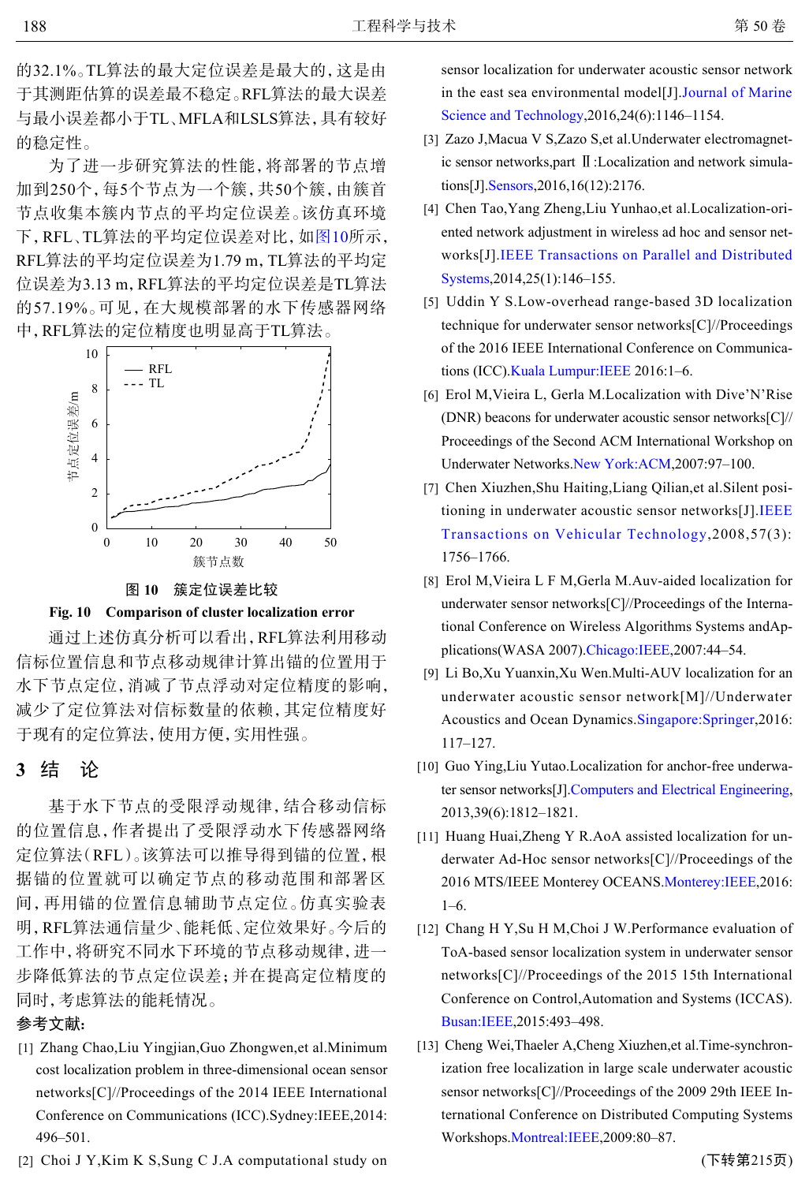的32.1%。TL算法的最大定位误差是最大的，这是由于其测距估算的误差最不稳定。RFL算法的最大误差与最小误差都小于TL、MFLA和LSLS算法，具有较好的稳定性。

为了进一步研究算法的性能，将部署的节点增加到250个，每5个节点为一个簇，共50个簇，由簇首节点收集本簇内节点的平均定位误差。该仿真环境下，RFL、TL算法的平均定位误差对比，如图10所示，RFL算法的平均定位误差为1.79 m，TL算法的平均定位误差为3.13 m，RFL算法的平均定位误差是TL算法的57.19%。可见，在大规模部署的水下传感器网络中，RFL算法的定位精度也明显高于TL算法。

10
8
6
4
2
0
节点定位误差/m
RFL
TL
0 10 20 30 40 50
簇节点数

图 10 簇定位误差比较

**Fig. 10 Comparison of cluster localization error**

通过上述仿真分析可以看出，RFL算法利用移动信标位置信息和节点移动规律计算出锚的位置用于水下节点定位，消减了节点浮动对定位精度的影响，减少了定位算法对信标数量的依赖，其定位精度好于现有的定位算法，使用方便，实用性强。

## 3 结　论

基于水下节点的受限浮动规律，结合移动信标的位置信息，作者提出了受限浮动水下传感器网络定位算法（RFL）。该算法可以推导得到锚的位置，根据锚的位置就可以确定节点的移动范围和部署区间，再用锚的位置信息辅助节点定位。仿真实验表明，RFL算法通信量少、能耗低、定位效果好。今后的工作中，将研究不同水下环境的节点移动规律，进一步降低算法的节点定位误差；并在提高定位精度的同时，考虑算法的能耗情况。

**参考文献：**

[1] Zhang Chao,Liu Yingjian,Guo Zhongwen,et al.Minimum cost localization problem in three-dimensional ocean sensor networks[C]//Proceedings of the 2014 IEEE International Conference on Communications (ICC).Sydney:IEEE,2014:496–501.

[2] Choi J Y,Kim K S,Sung C J.A computational study on sensor localization for underwater acoustic sensor network in the east sea environmental model[J].Journal of Marine Science and Technology,2016,24(6):1146–1154.

[3] Zazo J,Macua V S,Zazo S,et al.Underwater electromagnetic sensor networks,part Ⅱ:Localization and network simulations[J].Sensors,2016,16(12):2176.

[4] Chen Tao,Yang Zheng,Liu Yunhao,et al.Localization-oriented network adjustment in wireless ad hoc and sensor networks[J].IEEE Transactions on Parallel and Distributed Systems,2014,25(1):146–155.

[5] Uddin Y S.Low-overhead range-based 3D localization technique for underwater sensor networks[C]//Proceedings of the 2016 IEEE International Conference on Communications (ICC).Kuala Lumpur:IEEE 2016:1–6.

[6] Erol M,Vieira L,Gerla M.Localization with Dive'N'Rise (DNR) beacons for underwater acoustic sensor networks[C]//Proceedings of the Second ACM International Workshop on Underwater Networks.New York:ACM,2007:97–100.

[7] Chen Xiuzhen,Shu Haiting,Liang Qilian,et al.Silent positioning in underwater acoustic sensor networks[J].IEEE Transactions on Vehicular Technology,2008,57(3):1756–1766.

[8] Erol M,Vieira L F M,Gerla M.Auv-aided localization for underwater sensor networks[C]//Proceedings of the International Conference on Wireless Algorithms Systems andApplications(WASA 2007).Chicago:IEEE,2007:44–54.

[9] Li Bo,Xu Yuanxin,Xu Wen.Multi-AUV localization for an underwater acoustic sensor network[M]//Underwater Acoustics and Ocean Dynamics.Singapore:Springer,2016:117–127.

[10] Guo Ying,Liu Yutao.Localization for anchor-free underwater sensor networks[J].Computers and Electrical Engineering,2013,39(6):1812–1821.

[11] Huang Huai,Zheng Y R.AoA assisted localization for underwater Ad-Hoc sensor networks[C]//Proceedings of the 2016 MTS/IEEE Monterey OCEANS.Monterey:IEEE,2016:1–6.

[12] Chang H Y,Su H M,Choi J W.Performance evaluation of ToA-based sensor localization system in underwater sensor networks[C]//Proceedings of the 2015 15th International Conference on Control,Automation and Systems (ICCAS).Busan:IEEE,2015:493–498.

[13] Cheng Wei,Thaeler A,Cheng Xiuzhen,et al.Time-synchronization free localization in large scale underwater acoustic sensor networks[C]//Proceedings of the 2009 29th IEEE International Conference on Distributed Computing Systems Workshops.Montreal:IEEE,2009:80–87.

(下转第215页)